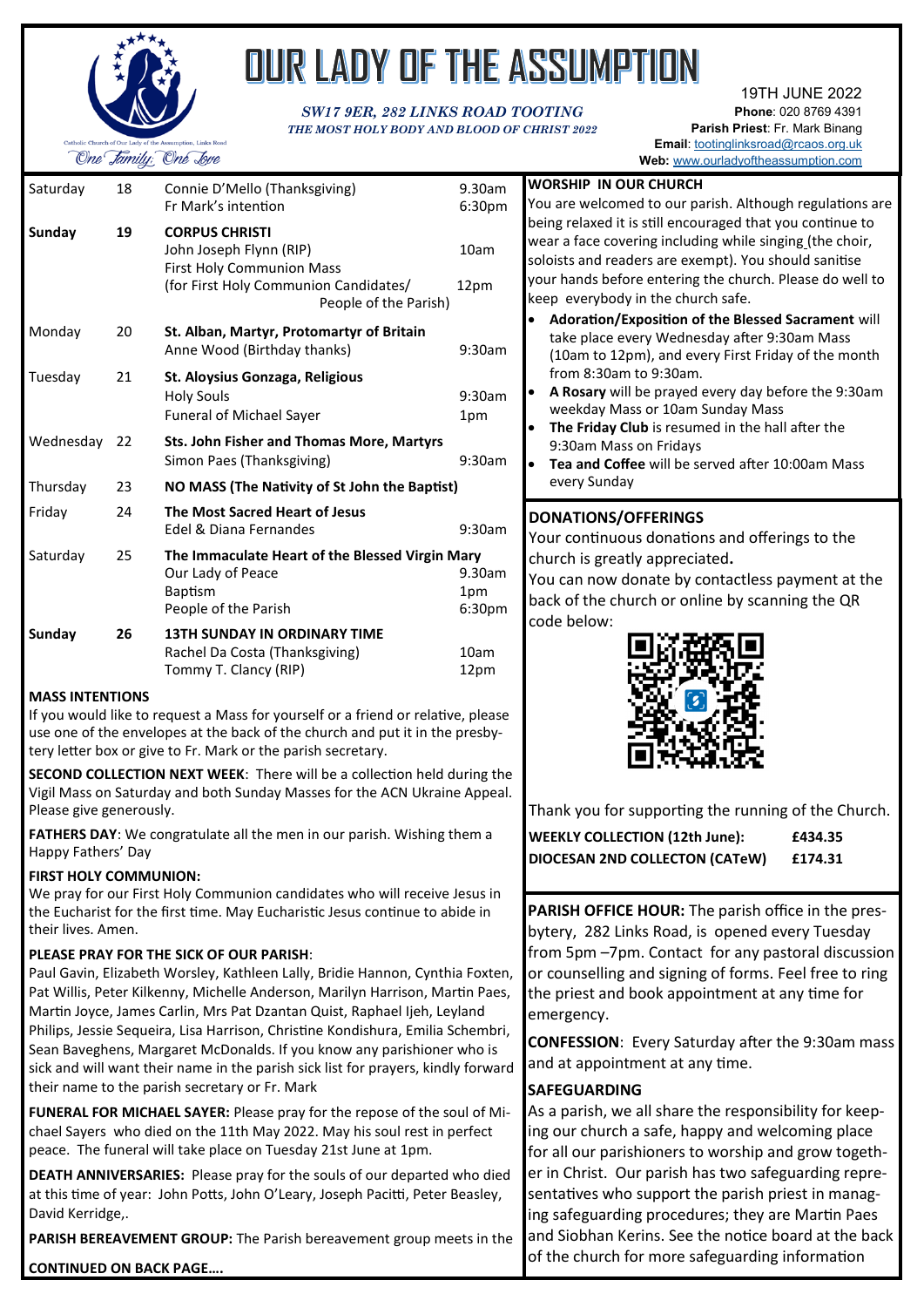# OUR LADY OF THE ASSUMPTION

Catholic Church of Our Lady of the Assumption, Links Road

*One Family, One Love*

***SW17 9ER, 282 LINKS ROAD TOOTING***

***THE MOST HOLY BODY AND BLOOD OF CHRIST 2022***

19TH JUNE 2022

**Phone**: 020 8769 4391

**Parish Priest**: Fr. Mark Binang

**Email**: tootinglinksroad@rcaos.org.uk

**Web:** www.ourladyoftheassumption.com

| Day | Date | Intention | Time |
|---|---|---|---|
| Saturday | 18 | Connie D'Mello (Thanksgiving)<br>Fr Mark's intention | 9.30am<br>6:30pm |
| **Sunday** | **19** | **CORPUS CHRISTI**<br>John Joseph Flynn (RIP)<br>First Holy Communion Mass<br>(for First Holy Communion Candidates/ People of the Parish) | <br>10am<br><br>12pm |
| Monday | 20 | **St. Alban, Martyr, Protomartyr of Britain**<br>Anne Wood (Birthday thanks) | <br>9:30am |
| Tuesday | 21 | **St. Aloysius Gonzaga, Religious**<br>Holy Souls<br>Funeral of Michael Sayer | <br>9:30am<br>1pm |
| Wednesday | 22 | **Sts. John Fisher and Thomas More, Martyrs**<br>Simon Paes (Thanksgiving) | <br>9:30am |
| Thursday | 23 | **NO MASS (The Nativity of St John the Baptist)** | |
| Friday | 24 | **The Most Sacred Heart of Jesus**<br>Edel & Diana Fernandes | <br>9:30am |
| Saturday | 25 | **The Immaculate Heart of the Blessed Virgin Mary**<br>Our Lady of Peace<br>Baptism<br>People of the Parish | <br>9.30am<br>1pm<br>6:30pm |
| **Sunday** | **26** | **13TH SUNDAY IN ORDINARY TIME**<br>Rachel Da Costa (Thanksgiving)<br>Tommy T. Clancy (RIP) | <br>10am<br>12pm |

**MASS INTENTIONS**

If you would like to request a Mass for yourself or a friend or relative, please use one of the envelopes at the back of the church and put it in the presbytery letter box or give to Fr. Mark or the parish secretary.

**SECOND COLLECTION NEXT WEEK**: There will be a collection held during the Vigil Mass on Saturday and both Sunday Masses for the ACN Ukraine Appeal. Please give generously.

**FATHERS DAY**: We congratulate all the men in our parish. Wishing them a Happy Fathers' Day

**FIRST HOLY COMMUNION:**

We pray for our First Holy Communion candidates who will receive Jesus in the Eucharist for the first time. May Eucharistic Jesus continue to abide in their lives. Amen.

**PLEASE PRAY FOR THE SICK OF OUR PARISH**:

Paul Gavin, Elizabeth Worsley, Kathleen Lally, Bridie Hannon, Cynthia Foxten, Pat Willis, Peter Kilkenny, Michelle Anderson, Marilyn Harrison, Martin Paes, Martin Joyce, James Carlin, Mrs Pat Dzantan Quist, Raphael Ijeh, Leyland Philips, Jessie Sequeira, Lisa Harrison, Christine Kondishura, Emilia Schembri, Sean Baveghens, Margaret McDonalds. If you know any parishioner who is sick and will want their name in the parish sick list for prayers, kindly forward their name to the parish secretary or Fr. Mark

**FUNERAL FOR MICHAEL SAYER:** Please pray for the repose of the soul of Michael Sayers who died on the 11th May 2022. May his soul rest in perfect peace. The funeral will take place on Tuesday 21st June at 1pm.

**DEATH ANNIVERSARIES:** Please pray for the souls of our departed who died at this time of year: John Potts, John O'Leary, Joseph Pacitti, Peter Beasley, David Kerridge,.

**PARISH BEREAVEMENT GROUP:** The Parish bereavement group meets in the

**CONTINUED ON BACK PAGE….**

**WORSHIP IN OUR CHURCH**

You are welcomed to our parish. Although regulations are being relaxed it is still encouraged that you continue to wear a face covering including while singing (the choir, soloists and readers are exempt). You should sanitise your hands before entering the church. Please do well to keep everybody in the church safe.

- **Adoration/Exposition of the Blessed Sacrament** will take place every Wednesday after 9:30am Mass (10am to 12pm), and every First Friday of the month from 8:30am to 9:30am.
- **A Rosary** will be prayed every day before the 9:30am weekday Mass or 10am Sunday Mass
- **The Friday Club** is resumed in the hall after the 9:30am Mass on Fridays
- **Tea and Coffee** will be served after 10:00am Mass every Sunday

**DONATIONS/OFFERINGS**

Your continuous donations and offerings to the church is greatly appreciated**.**

You can now donate by contactless payment at the back of the church or online by scanning the QR code below:

Thank you for supporting the running of the Church.

| | |
|---|---|
| **WEEKLY COLLECTION (12th June):** | **£434.35** |
| **DIOCESAN 2ND COLLECTION (CATeW)** | **£174.31** |

**PARISH OFFICE HOUR:** The parish office in the presbytery, 282 Links Road, is opened every Tuesday from 5pm –7pm. Contact for any pastoral discussion or counselling and signing of forms. Feel free to ring the priest and book appointment at any time for emergency.

**CONFESSION**: Every Saturday after the 9:30am mass and at appointment at any time.

**SAFEGUARDING**

As a parish, we all share the responsibility for keeping our church a safe, happy and welcoming place for all our parishioners to worship and grow together in Christ. Our parish has two safeguarding representatives who support the parish priest in managing safeguarding procedures; they are Martin Paes and Siobhan Kerins. See the notice board at the back of the church for more safeguarding information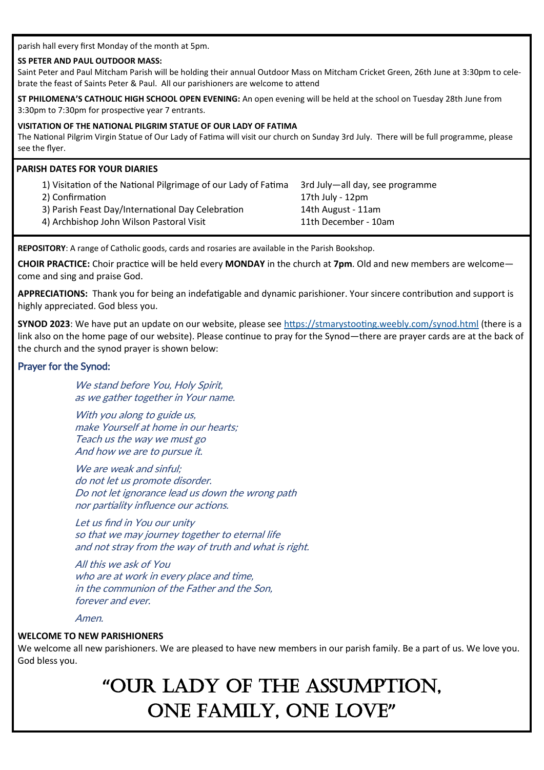parish hall every first Monday of the month at 5pm.

**SS PETER AND PAUL OUTDOOR MASS:**
Saint Peter and Paul Mitcham Parish will be holding their annual Outdoor Mass on Mitcham Cricket Green, 26th June at 3:30pm to celebrate the feast of Saints Peter & Paul. All our parishioners are welcome to attend

**ST PHILOMENA'S CATHOLIC HIGH SCHOOL OPEN EVENING:** An open evening will be held at the school on Tuesday 28th June from 3:30pm to 7:30pm for prospective year 7 entrants.

**VISITATION OF THE NATIONAL PILGRIM STATUE OF OUR LADY OF FATIMA**
The National Pilgrim Virgin Statue of Our Lady of Fatima will visit our church on Sunday 3rd July. There will be full programme, please see the flyer.

**PARISH DATES FOR YOUR DIARIES**

| | |
|---|---|
| 1) Visitation of the National Pilgrimage of our Lady of Fatima | 3rd July—all day, see programme |
| 2) Confirmation | 17th July - 12pm |
| 3) Parish Feast Day/International Day Celebration | 14th August - 11am |
| 4) Archbishop John Wilson Pastoral Visit | 11th December - 10am |

**REPOSITORY**: A range of Catholic goods, cards and rosaries are available in the Parish Bookshop.

**CHOIR PRACTICE:** Choir practice will be held every **MONDAY** in the church at **7pm**. Old and new members are welcome—come and sing and praise God.

**APPRECIATIONS:** Thank you for being an indefatigable and dynamic parishioner. Your sincere contribution and support is highly appreciated. God bless you.

**SYNOD 2023**: We have put an update on our website, please see https://stmarystooting.weebly.com/synod.html (there is a link also on the home page of our website). Please continue to pray for the Synod—there are prayer cards are at the back of the church and the synod prayer is shown below:

## Prayer for the Synod:

*We stand before You, Holy Spirit,*
*as we gather together in Your name.*

*With you along to guide us,*
*make Yourself at home in our hearts;*
*Teach us the way we must go*
*And how we are to pursue it.*

*We are weak and sinful;*
*do not let us promote disorder.*
*Do not let ignorance lead us down the wrong path*
*nor partiality influence our actions.*

*Let us find in You our unity*
*so that we may journey together to eternal life*
*and not stray from the way of truth and what is right.*

*All this we ask of You*
*who are at work in every place and time,*
*in the communion of the Father and the Son,*
*forever and ever.*

*Amen.*

**WELCOME TO NEW PARISHIONERS**
We welcome all new parishioners. We are pleased to have new members in our parish family. Be a part of us. We love you. God bless you.

# "OUR LADY OF THE ASSUMPTION, ONE FAMILY, ONE LOVE"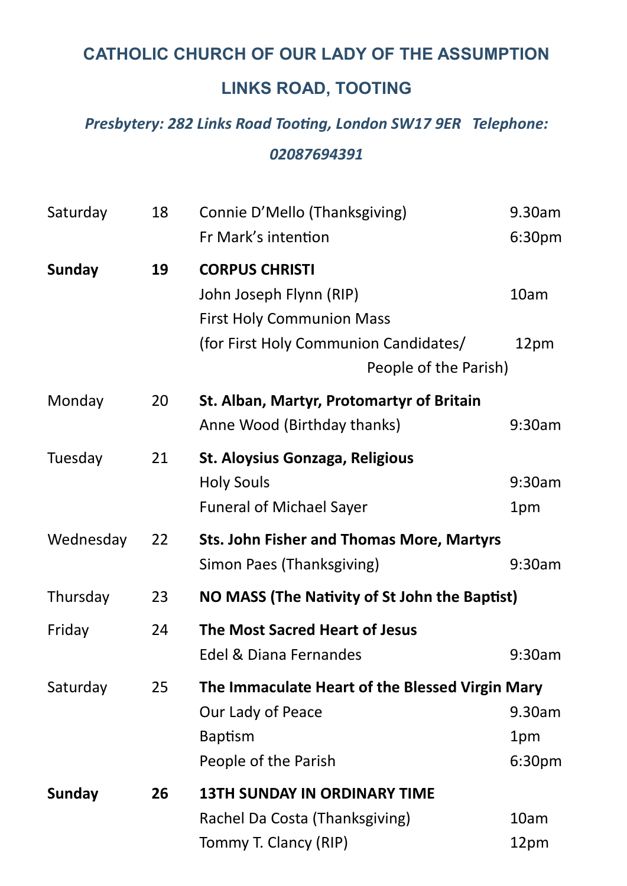## CATHOLIC CHURCH OF OUR LADY OF THE ASSUMPTION

## LINKS ROAD, TOOTING

*Presbytery: 282 Links Road Tooting, London SW17 9ER Telephone: 02087694391*

| | | | |
|---|---|---|---|
| Saturday | 18 | Connie D'Mello (Thanksgiving) | 9.30am |
| | | Fr Mark's intention | 6:30pm |
| **Sunday** | **19** | **CORPUS CHRISTI** | |
| | | John Joseph Flynn (RIP) | 10am |
| | | First Holy Communion Mass (for First Holy Communion Candidates/ People of the Parish) | 12pm |
| Monday | 20 | **St. Alban, Martyr, Protomartyr of Britain** | |
| | | Anne Wood (Birthday thanks) | 9:30am |
| Tuesday | 21 | **St. Aloysius Gonzaga, Religious** | |
| | | Holy Souls | 9:30am |
| | | Funeral of Michael Sayer | 1pm |
| Wednesday | 22 | **Sts. John Fisher and Thomas More, Martyrs** | |
| | | Simon Paes (Thanksgiving) | 9:30am |
| Thursday | 23 | **NO MASS (The Nativity of St John the Baptist)** | |
| Friday | 24 | **The Most Sacred Heart of Jesus** | |
| | | Edel & Diana Fernandes | 9:30am |
| Saturday | 25 | **The Immaculate Heart of the Blessed Virgin Mary** | |
| | | Our Lady of Peace | 9.30am |
| | | Baptism | 1pm |
| | | People of the Parish | 6:30pm |
| **Sunday** | **26** | **13TH SUNDAY IN ORDINARY TIME** | |
| | | Rachel Da Costa (Thanksgiving) | 10am |
| | | Tommy T. Clancy (RIP) | 12pm |